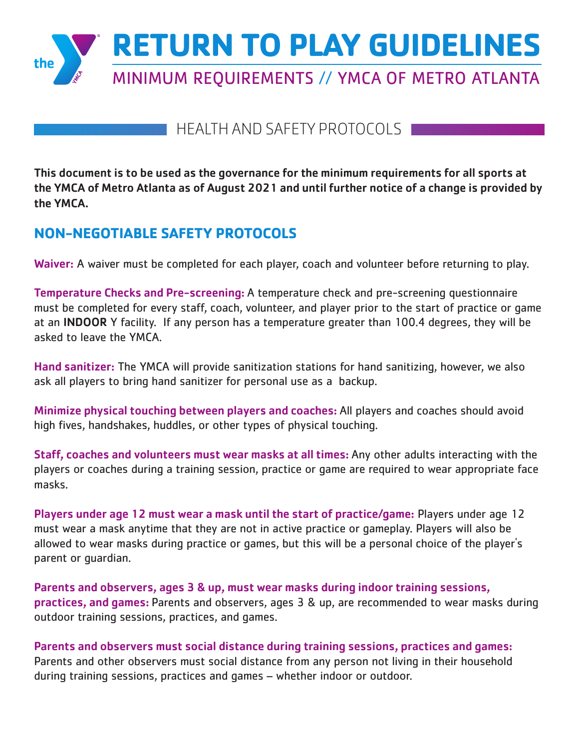# RETURN TO PLAY GUIDELINES

MINIMUM REQUIREMENTS // YMCA OF METRO ATLANTA

## HEALTH AND SAFETY PROTOCOLS

**This document is to be used as the governance for the minimum requirements for all sports at the YMCA of Metro Atlanta as of August 2021 and until further notice of a change is provided by the YMCA.**

### NON-NEGOTIABLE SAFETY PROTOCOLS

**Waiver:** A waiver must be completed for each player, coach and volunteer before returning to play.

**Temperature Checks and Pre-screening:** A temperature check and pre-screening questionnaire must be completed for every staff, coach, volunteer, and player prior to the start of practice or game at an **INDOOR** Y facility. If any person has a temperature greater than 100.4 degrees, they will be asked to leave the YMCA.

**Hand sanitizer:** The YMCA will provide sanitization stations for hand sanitizing, however, we also ask all players to bring hand sanitizer for personal use as a backup.

**Minimize physical touching between players and coaches:** All players and coaches should avoid high fives, handshakes, huddles, or other types of physical touching.

**Staff, coaches and volunteers must wear masks at all times:** Any other adults interacting with the players or coaches during a training session, practice or game are required to wear appropriate face masks.

**Players under age 12 must wear a mask until the start of practice/game:** Players under age 12 must wear a mask anytime that they are not in active practice or gameplay. Players will also be allowed to wear masks during practice or games, but this will be a personal choice of the player's parent or guardian.

**Parents and observers, ages 3 & up, must wear masks during indoor training sessions, practices, and games:** Parents and observers, ages 3 & up, are recommended to wear masks during outdoor training sessions, practices, and games.

**Parents and observers must social distance during training sessions, practices and games:** Parents and other observers must social distance from any person not living in their household during training sessions, practices and games – whether indoor or outdoor.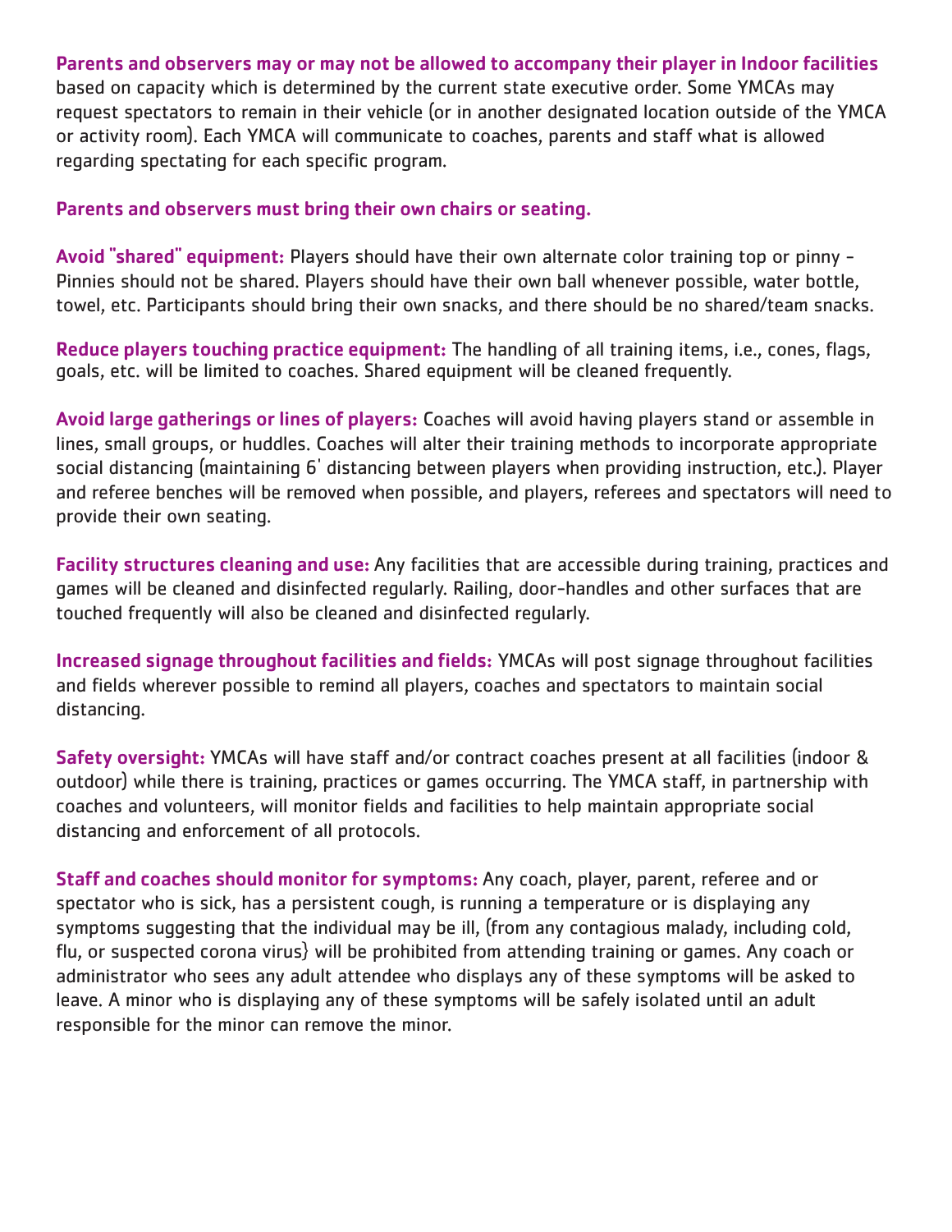**Parents and observers may or may not be allowed to accompany their player in Indoor facilities** based on capacity which is determined by the current state executive order. Some YMCAs may request spectators to remain in their vehicle (or in another designated location outside of the YMCA or activity room). Each YMCA will communicate to coaches, parents and staff what is allowed regarding spectating for each specific program.

**Parents and observers must bring their own chairs or seating.**

**Avoid "shared" equipment:** Players should have their own alternate color training top or pinny - Pinnies should not be shared. Players should have their own ball whenever possible, water bottle, towel, etc. Participants should bring their own snacks, and there should be no shared/team snacks.

**Reduce players touching practice equipment:** The handling of all training items, i.e., cones, flags, goals, etc. will be limited to coaches. Shared equipment will be cleaned frequently.

**Avoid large gatherings or lines of players:** Coaches will avoid having players stand or assemble in lines, small groups, or huddles. Coaches will alter their training methods to incorporate appropriate social distancing (maintaining 6' distancing between players when providing instruction, etc.). Player and referee benches will be removed when possible, and players, referees and spectators will need to provide their own seating.

**Facility structures cleaning and use:** Any facilities that are accessible during training, practices and games will be cleaned and disinfected regularly. Railing, door-handles and other surfaces that are touched frequently will also be cleaned and disinfected regularly.

**Increased signage throughout facilities and fields:** YMCAs will post signage throughout facilities and fields wherever possible to remind all players, coaches and spectators to maintain social distancing.

**Safety oversight:** YMCAs will have staff and/or contract coaches present at all facilities (indoor & outdoor) while there is training, practices or games occurring. The YMCA staff, in partnership with coaches and volunteers, will monitor fields and facilities to help maintain appropriate social distancing and enforcement of all protocols.

**Staff and coaches should monitor for symptoms:** Any coach, player, parent, referee and or spectator who is sick, has a persistent cough, is running a temperature or is displaying any symptoms suggesting that the individual may be ill, (from any contagious malady, including cold, flu, or suspected corona virus) will be prohibited from attending training or games. Any coach or administrator who sees any adult attendee who displays any of these symptoms will be asked to leave. A minor who is displaying any of these symptoms will be safely isolated until an adult responsible for the minor can remove the minor.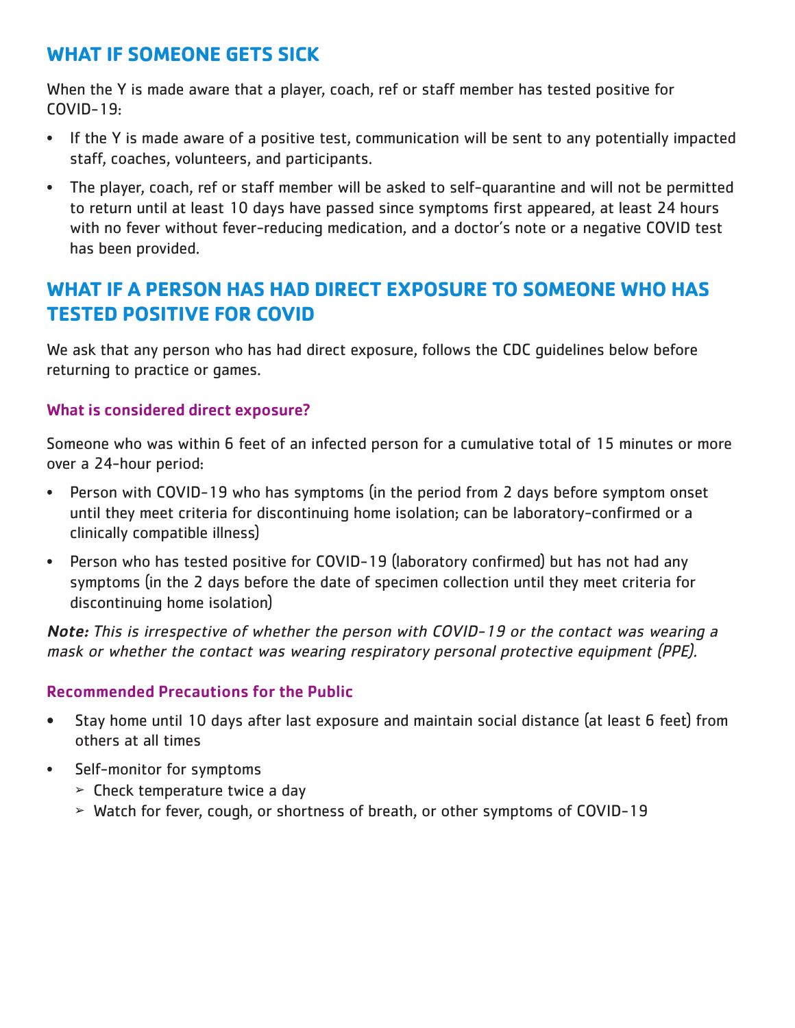## WHAT IF SOMEONE GETS SICK

When the Y is made aware that a player, coach, ref or staff member has tested positive for COVID-19:

- If the Y is made aware of a positive test, communication will be sent to any potentially impacted staff, coaches, volunteers, and participants.
- The player, coach, ref or staff member will be asked to self-quarantine and will not be permitted to return until at least 10 days have passed since symptoms first appeared, at least 24 hours with no fever without fever-reducing medication, and a doctor's note or a negative COVID test has been provided.

## WHAT IF A PERSON HAS HAD DIRECT EXPOSURE TO SOMEONE WHO HAS TESTED POSITIVE FOR COVID

We ask that any person who has had direct exposure, follows the CDC guidelines below before returning to practice or games.

### What is considered direct exposure?

Someone who was within 6 feet of an infected person for a cumulative total of 15 minutes or more over a 24-hour period:

- Person with COVID-19 who has symptoms (in the period from 2 days before symptom onset until they meet criteria for discontinuing home isolation; can be laboratory-confirmed or a clinically compatible illness)
- Person who has tested positive for COVID-19 (laboratory confirmed) but has not had any symptoms (in the 2 days before the date of specimen collection until they meet criteria for discontinuing home isolation)

***Note:*** *This is irrespective of whether the person with COVID-19 or the contact was wearing a mask or whether the contact was wearing respiratory personal protective equipment (PPE).*

### Recommended Precautions for the Public

- Stay home until 10 days after last exposure and maintain social distance (at least 6 feet) from others at all times
- Self-monitor for symptoms
  - Check temperature twice a day
  - Watch for fever, cough, or shortness of breath, or other symptoms of COVID-19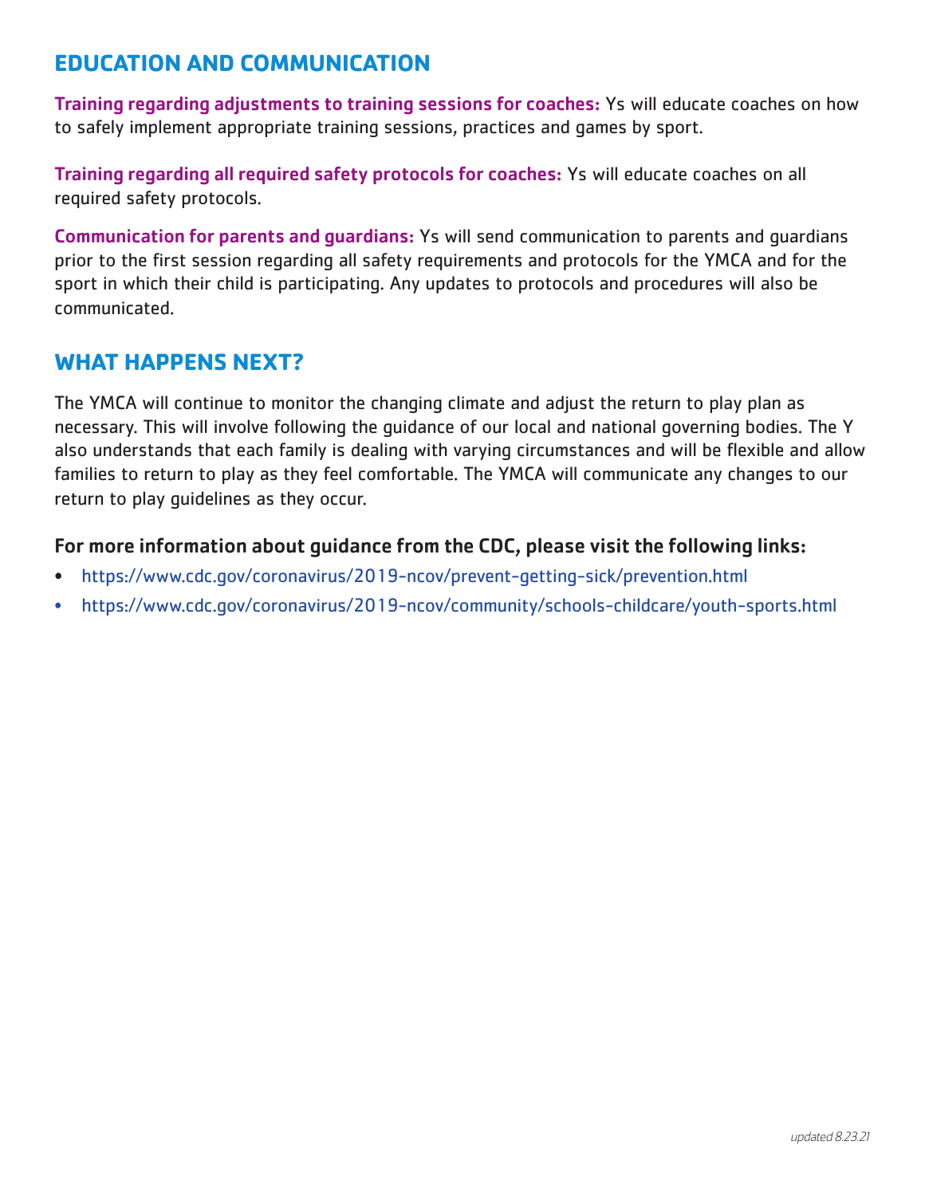## EDUCATION AND COMMUNICATION

**Training regarding adjustments to training sessions for coaches:** Ys will educate coaches on how to safely implement appropriate training sessions, practices and games by sport.

**Training regarding all required safety protocols for coaches:** Ys will educate coaches on all required safety protocols.

**Communication for parents and guardians:** Ys will send communication to parents and guardians prior to the first session regarding all safety requirements and protocols for the YMCA and for the sport in which their child is participating. Any updates to protocols and procedures will also be communicated.

## WHAT HAPPENS NEXT?

The YMCA will continue to monitor the changing climate and adjust the return to play plan as necessary. This will involve following the guidance of our local and national governing bodies. The Y also understands that each family is dealing with varying circumstances and will be flexible and allow families to return to play as they feel comfortable. The YMCA will communicate any changes to our return to play guidelines as they occur.

### For more information about guidance from the CDC, please visit the following links:

- https://www.cdc.gov/coronavirus/2019-ncov/prevent-getting-sick/prevention.html
- https://www.cdc.gov/coronavirus/2019-ncov/community/schools-childcare/youth-sports.html

*updated 8.23.21*